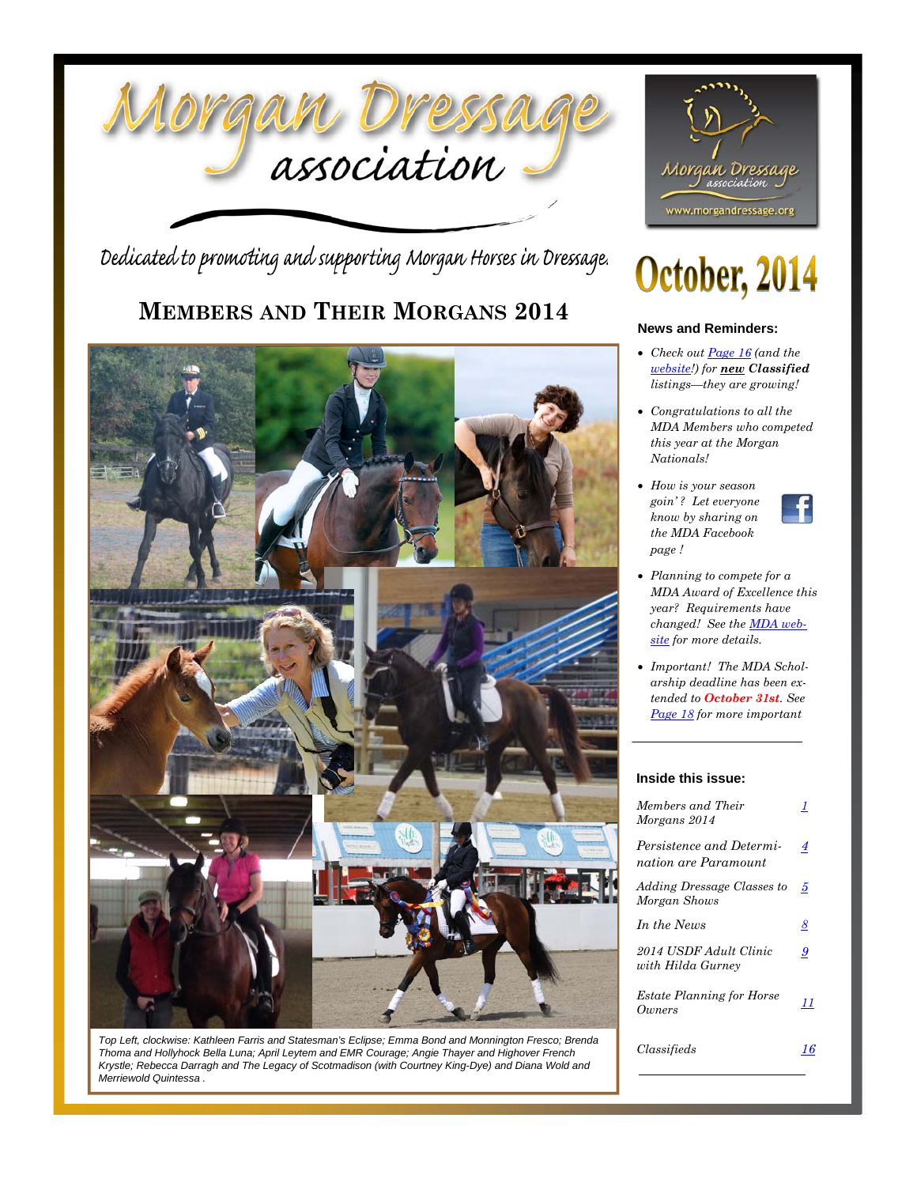# Morgan Dressage association

Dedicated to promoting and supporting Morgan Horses in Dressage.

Morgan Dressage association
www.morgandressage.org

## October, 2014

## MEMBERS AND THEIR MORGANS 2014

*Top Left, clockwise: Kathleen Farris and Statesman's Eclipse; Emma Bond and Monnington Fresco; Brenda Thoma and Hollyhock Bella Luna; April Leytem and EMR Courage; Angie Thayer and Highover French Krystle; Rebecca Darragh and The Legacy of Scotmadison (with Courtney King-Dye) and Diana Wold and Merriewold Quintessa .*

### News and Reminders:

- *Check out Page 16 (and the website!) for **new Classified** listings—they are growing!*
- *Congratulations to all the MDA Members who competed this year at the Morgan Nationals!*
- *How is your season goin' ? Let everyone know by sharing on the MDA Facebook page !*
- *Planning to compete for a MDA Award of Excellence this year? Requirements have changed! See the MDA website for more details.*
- *Important! The MDA Scholarship deadline has been extended to **October 31st**. See Page 18 for more important*

### Inside this issue:

| | |
|---|---|
| *Members and Their Morgans 2014* | 1 |
| *Persistence and Determination are Paramount* | 4 |
| *Adding Dressage Classes to Morgan Shows* | 5 |
| *In the News* | 8 |
| *2014 USDF Adult Clinic with Hilda Gurney* | 9 |
| *Estate Planning for Horse Owners* | 11 |
| *Classifieds* | 16 |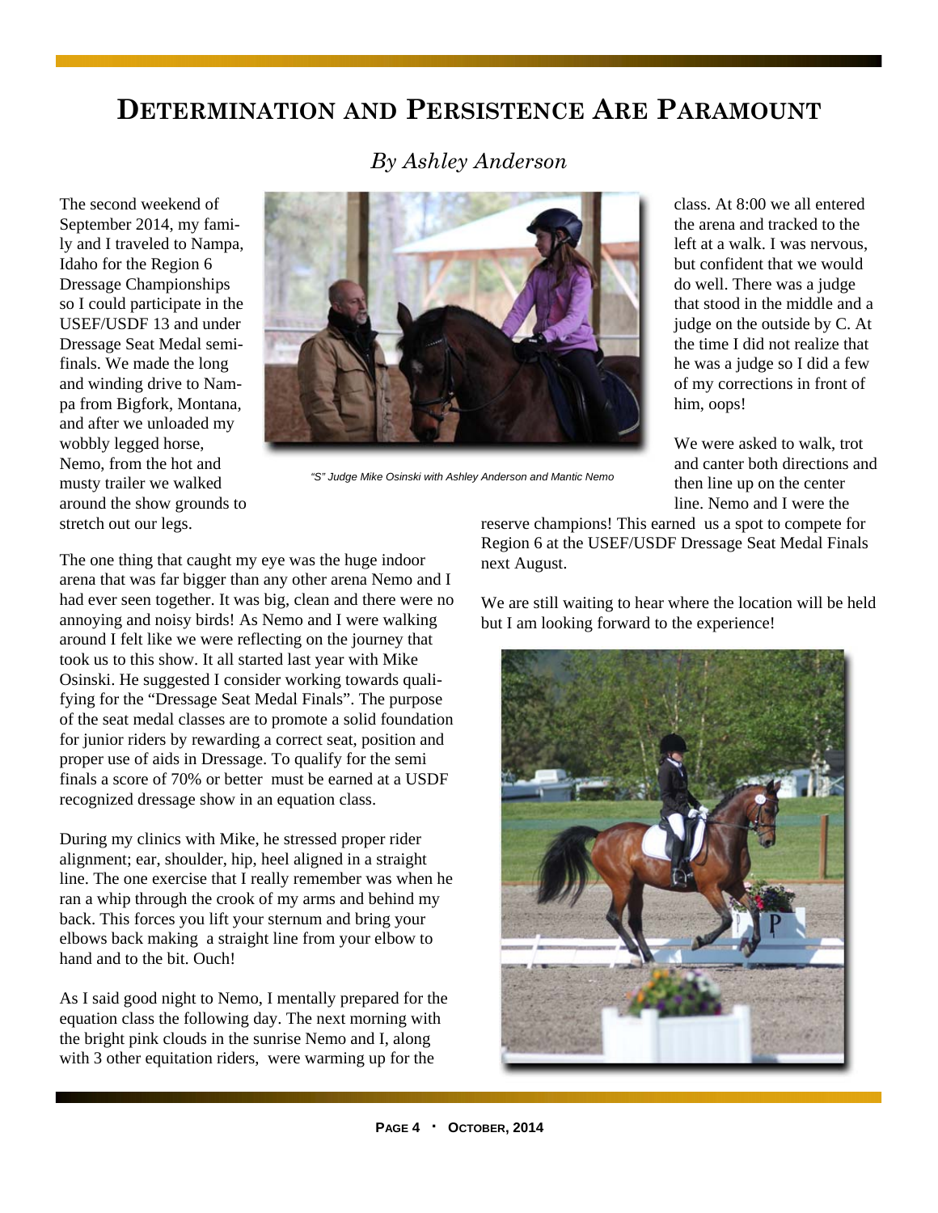# Determination and Persistence Are Paramount

*By Ashley Anderson*

The second weekend of September 2014, my family and I traveled to Nampa, Idaho for the Region 6 Dressage Championships so I could participate in the USEF/USDF 13 and under Dressage Seat Medal semi-finals. We made the long and winding drive to Nampa from Bigfork, Montana, and after we unloaded my wobbly legged horse, Nemo, from the hot and musty trailer we walked around the show grounds to stretch out our legs.

*"S" Judge Mike Osinski with Ashley Anderson and Mantic Nemo*

The one thing that caught my eye was the huge indoor arena that was far bigger than any other arena Nemo and I had ever seen together. It was big, clean and there were no annoying and noisy birds! As Nemo and I were walking around I felt like we were reflecting on the journey that took us to this show. It all started last year with Mike Osinski. He suggested I consider working towards qualifying for the "Dressage Seat Medal Finals". The purpose of the seat medal classes are to promote a solid foundation for junior riders by rewarding a correct seat, position and proper use of aids in Dressage. To qualify for the semi finals a score of 70% or better must be earned at a USDF recognized dressage show in an equation class.

During my clinics with Mike, he stressed proper rider alignment; ear, shoulder, hip, heel aligned in a straight line. The one exercise that I really remember was when he ran a whip through the crook of my arms and behind my back. This forces you lift your sternum and bring your elbows back making a straight line from your elbow to hand and to the bit. Ouch!

As I said good night to Nemo, I mentally prepared for the equation class the following day. The next morning with the bright pink clouds in the sunrise Nemo and I, along with 3 other equitation riders, were warming up for the class. At 8:00 we all entered the arena and tracked to the left at a walk. I was nervous, but confident that we would do well. There was a judge that stood in the middle and a judge on the outside by C. At the time I did not realize that he was a judge so I did a few of my corrections in front of him, oops!

We were asked to walk, trot and canter both directions and then line up on the center line. Nemo and I were the reserve champions! This earned us a spot to compete for Region 6 at the USEF/USDF Dressage Seat Medal Finals next August.

We are still waiting to hear where the location will be held but I am looking forward to the experience!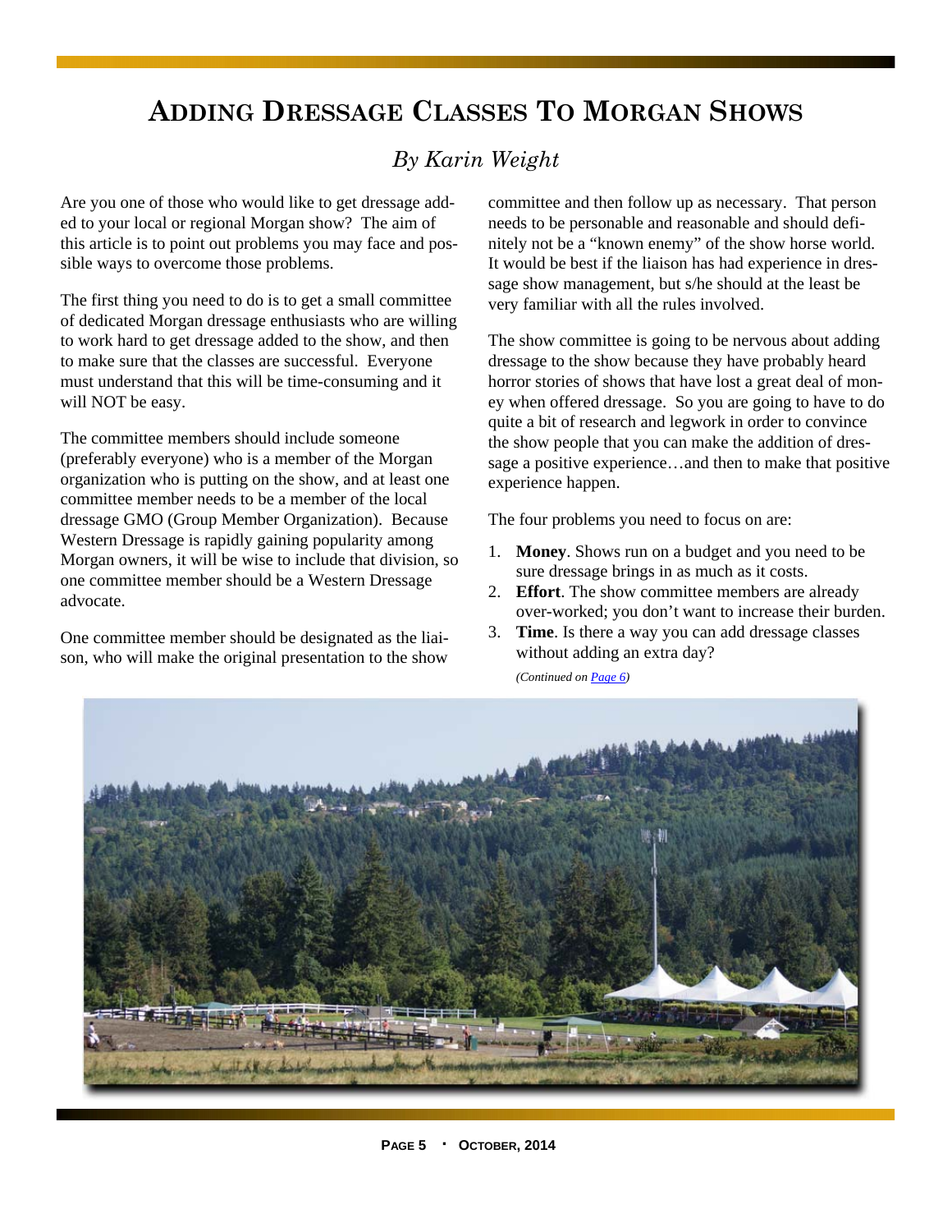# Adding Dressage Classes To Morgan Shows

*By Karin Weight*

Are you one of those who would like to get dressage added to your local or regional Morgan show? The aim of this article is to point out problems you may face and possible ways to overcome those problems.

The first thing you need to do is to get a small committee of dedicated Morgan dressage enthusiasts who are willing to work hard to get dressage added to the show, and then to make sure that the classes are successful. Everyone must understand that this will be time-consuming and it will NOT be easy.

The committee members should include someone (preferably everyone) who is a member of the Morgan organization who is putting on the show, and at least one committee member needs to be a member of the local dressage GMO (Group Member Organization). Because Western Dressage is rapidly gaining popularity among Morgan owners, it will be wise to include that division, so one committee member should be a Western Dressage advocate.

One committee member should be designated as the liaison, who will make the original presentation to the show committee and then follow up as necessary. That person needs to be personable and reasonable and should definitely not be a "known enemy" of the show horse world. It would be best if the liaison has had experience in dressage show management, but s/he should at the least be very familiar with all the rules involved.

The show committee is going to be nervous about adding dressage to the show because they have probably heard horror stories of shows that have lost a great deal of money when offered dressage. So you are going to have to do quite a bit of research and legwork in order to convince the show people that you can make the addition of dressage a positive experience…and then to make that positive experience happen.

The four problems you need to focus on are:

1. **Money**. Shows run on a budget and you need to be sure dressage brings in as much as it costs.
2. **Effort**. The show committee members are already over-worked; you don't want to increase their burden.
3. **Time**. Is there a way you can add dressage classes without adding an extra day?

*(Continued on Page 6)*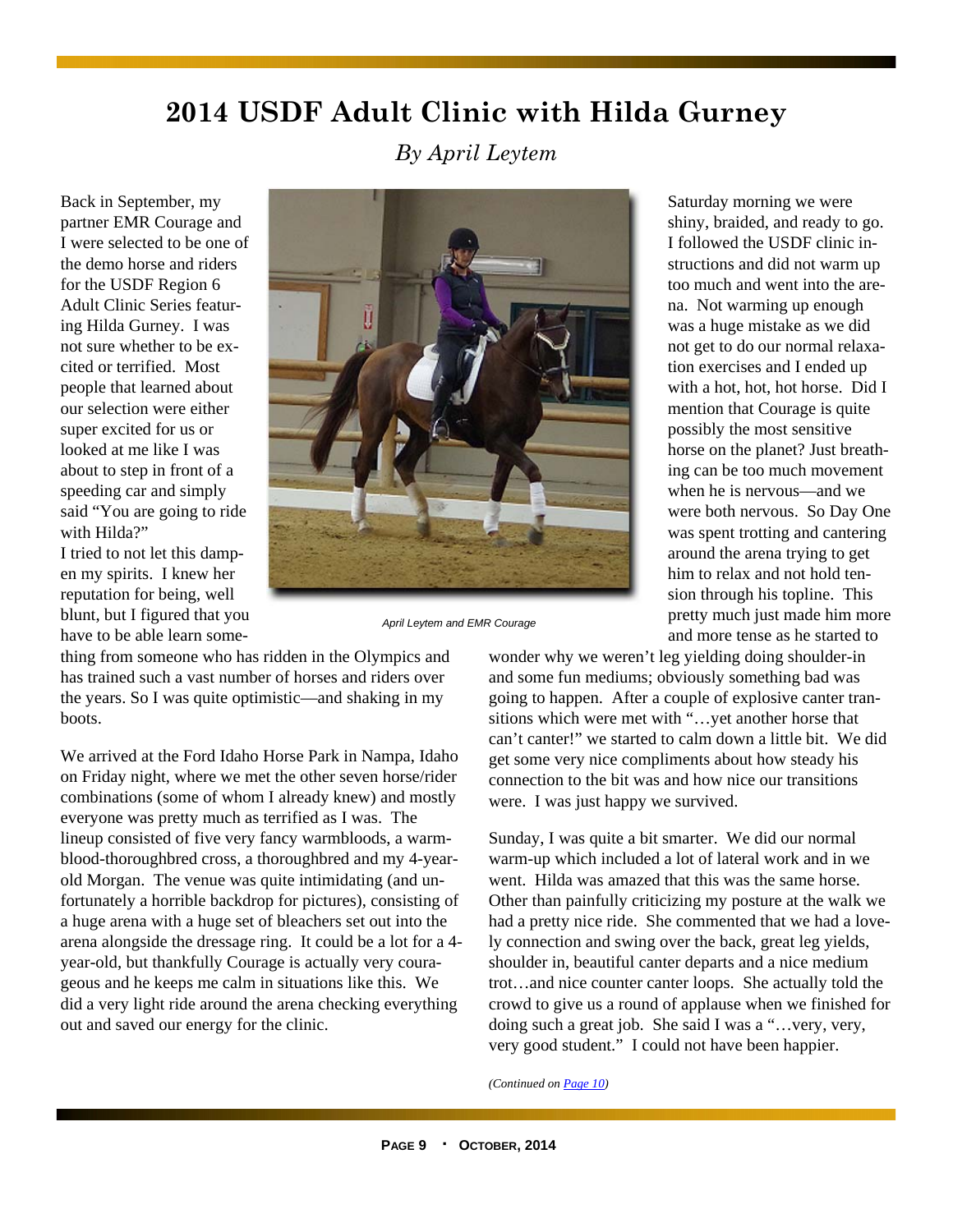# 2014 USDF Adult Clinic with Hilda Gurney

*By April Leytem*

Back in September, my partner EMR Courage and I were selected to be one of the demo horse and riders for the USDF Region 6 Adult Clinic Series featuring Hilda Gurney. I was not sure whether to be excited or terrified. Most people that learned about our selection were either super excited for us or looked at me like I was about to step in front of a speeding car and simply said "You are going to ride with Hilda?"

I tried to not let this dampen my spirits. I knew her reputation for being, well blunt, but I figured that you have to be able learn something from someone who has ridden in the Olympics and has trained such a vast number of horses and riders over the years. So I was quite optimistic—and shaking in my boots.

April Leytem and EMR Courage

We arrived at the Ford Idaho Horse Park in Nampa, Idaho on Friday night, where we met the other seven horse/rider combinations (some of whom I already knew) and mostly everyone was pretty much as terrified as I was. The lineup consisted of five very fancy warmbloods, a warmblood-thoroughbred cross, a thoroughbred and my 4-year-old Morgan. The venue was quite intimidating (and unfortunately a horrible backdrop for pictures), consisting of a huge arena with a huge set of bleachers set out into the arena alongside the dressage ring. It could be a lot for a 4-year-old, but thankfully Courage is actually very courageous and he keeps me calm in situations like this. We did a very light ride around the arena checking everything out and saved our energy for the clinic.

Saturday morning we were shiny, braided, and ready to go. I followed the USDF clinic instructions and did not warm up too much and went into the arena. Not warming up enough was a huge mistake as we did not get to do our normal relaxation exercises and I ended up with a hot, hot, hot horse. Did I mention that Courage is quite possibly the most sensitive horse on the planet? Just breathing can be too much movement when he is nervous—and we were both nervous. So Day One was spent trotting and cantering around the arena trying to get him to relax and not hold tension through his topline. This pretty much just made him more and more tense as he started to wonder why we weren't leg yielding doing shoulder-in and some fun mediums; obviously something bad was going to happen. After a couple of explosive canter transitions which were met with "…yet another horse that can't canter!" we started to calm down a little bit. We did get some very nice compliments about how steady his connection to the bit was and how nice our transitions were. I was just happy we survived.

Sunday, I was quite a bit smarter. We did our normal warm-up which included a lot of lateral work and in we went. Hilda was amazed that this was the same horse. Other than painfully criticizing my posture at the walk we had a pretty nice ride. She commented that we had a lovely connection and swing over the back, great leg yields, shoulder in, beautiful canter departs and a nice medium trot…and nice counter canter loops. She actually told the crowd to give us a round of applause when we finished for doing such a great job. She said I was a "…very, very, very good student." I could not have been happier.

*(Continued on Page 10)*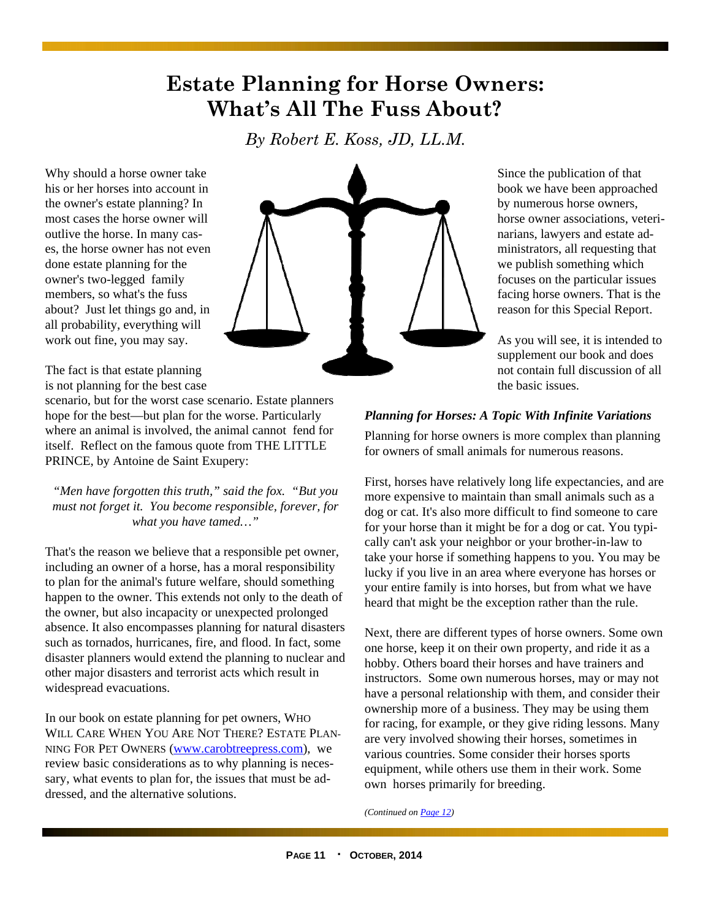# Estate Planning for Horse Owners: What's All The Fuss About?

*By Robert E. Koss, JD, LL.M.*

Why should a horse owner take his or her horses into account in the owner's estate planning? In most cases the horse owner will outlive the horse. In many cases, the horse owner has not even done estate planning for the owner's two-legged family members, so what's the fuss about? Just let things go and, in all probability, everything will work out fine, you may say.

The fact is that estate planning is not planning for the best case scenario, but for the worst case scenario. Estate planners hope for the best—but plan for the worse. Particularly where an animal is involved, the animal cannot fend for itself. Reflect on the famous quote from THE LITTLE PRINCE, by Antoine de Saint Exupery:

> *"Men have forgotten this truth," said the fox. "But you must not forget it. You become responsible, forever, for what you have tamed…"*

That's the reason we believe that a responsible pet owner, including an owner of a horse, has a moral responsibility to plan for the animal's future welfare, should something happen to the owner. This extends not only to the death of the owner, but also incapacity or unexpected prolonged absence. It also encompasses planning for natural disasters such as tornados, hurricanes, fire, and flood. In fact, some disaster planners would extend the planning to nuclear and other major disasters and terrorist acts which result in widespread evacuations.

In our book on estate planning for pet owners, WHO WILL CARE WHEN YOU ARE NOT THERE? ESTATE PLANNING FOR PET OWNERS (www.carobtreepress.com), we review basic considerations as to why planning is necessary, what events to plan for, the issues that must be addressed, and the alternative solutions.

Since the publication of that book we have been approached by numerous horse owners, horse owner associations, veterinarians, lawyers and estate administrators, all requesting that we publish something which focuses on the particular issues facing horse owners. That is the reason for this Special Report.

As you will see, it is intended to supplement our book and does not contain full discussion of all the basic issues.

### *Planning for Horses: A Topic With Infinite Variations*

Planning for horse owners is more complex than planning for owners of small animals for numerous reasons.

First, horses have relatively long life expectancies, and are more expensive to maintain than small animals such as a dog or cat. It's also more difficult to find someone to care for your horse than it might be for a dog or cat. You typically can't ask your neighbor or your brother-in-law to take your horse if something happens to you. You may be lucky if you live in an area where everyone has horses or your entire family is into horses, but from what we have heard that might be the exception rather than the rule.

Next, there are different types of horse owners. Some own one horse, keep it on their own property, and ride it as a hobby. Others board their horses and have trainers and instructors. Some own numerous horses, may or may not have a personal relationship with them, and consider their ownership more of a business. They may be using them for racing, for example, or they give riding lessons. Many are very involved showing their horses, sometimes in various countries. Some consider their horses sports equipment, while others use them in their work. Some own horses primarily for breeding.

*(Continued on Page 12)*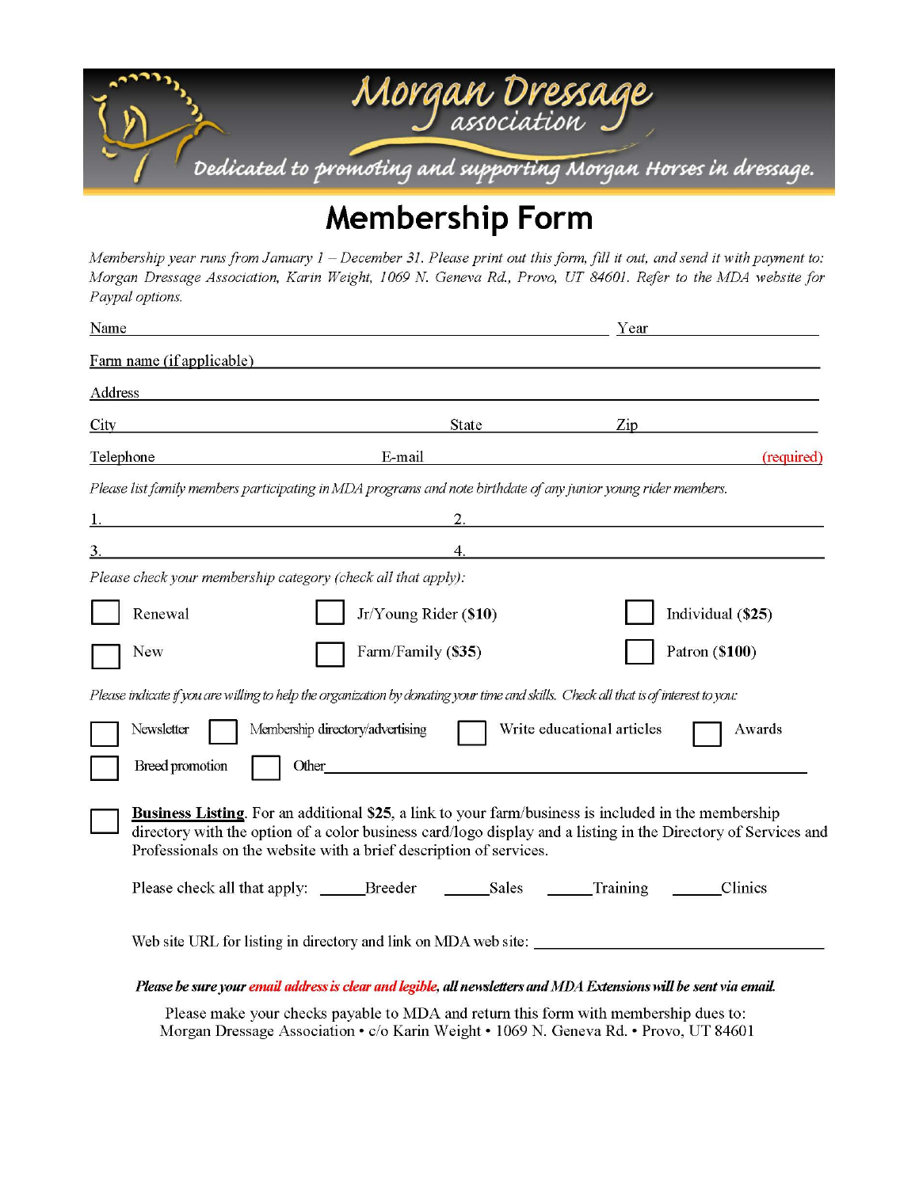# Morgan Dressage association

*Dedicated to promoting and supporting Morgan Horses in dressage.*

## Membership Form

*Membership year runs from January 1 – December 31. Please print out this form, fill it out, and send it with payment to: Morgan Dressage Association, Karin Weight, 1069 N. Geneva Rd., Provo, UT 84601. Refer to the MDA website for Paypal options.*

Name ______________________________ Year __________

Farm name (if applicable) ______________________________

Address ______________________________

City ______________________ State __________ Zip __________

Telephone ______________ E-mail ______________________ (required)

*Please list family members participating in MDA programs and note birthdate of any junior young rider members.*

1. ______________________ 2. ______________________

3. ______________________ 4. ______________________

*Please check your membership category (check all that apply):*

- ☐ Renewal
- ☐ Jr/Young Rider (**$10**)
- ☐ Individual (**$25**)
- ☐ New
- ☐ Farm/Family (**$35**)
- ☐ Patron (**$100**)

*Please indicate if you are willing to help the organization by donating your time and skills. Check all that is of interest to you:*

- ☐ Newsletter
- ☐ Membership directory/advertising
- ☐ Write educational articles
- ☐ Awards
- ☐ Breed promotion
- ☐ Other ______________________________

☐ **Business Listing**. For an additional **$25**, a link to your farm/business is included in the membership directory with the option of a color business card/logo display and a listing in the Directory of Services and Professionals on the website with a brief description of services.

Please check all that apply: _____Breeder _____Sales _____Training _____Clinics

Web site URL for listing in directory and link on MDA web site: ______________________________

***Please be sure your email address is clear and legible, all newsletters and MDA Extensions will be sent via email.***

Please make your checks payable to MDA and return this form with membership dues to:
Morgan Dressage Association • c/o Karin Weight • 1069 N. Geneva Rd. • Provo, UT 84601